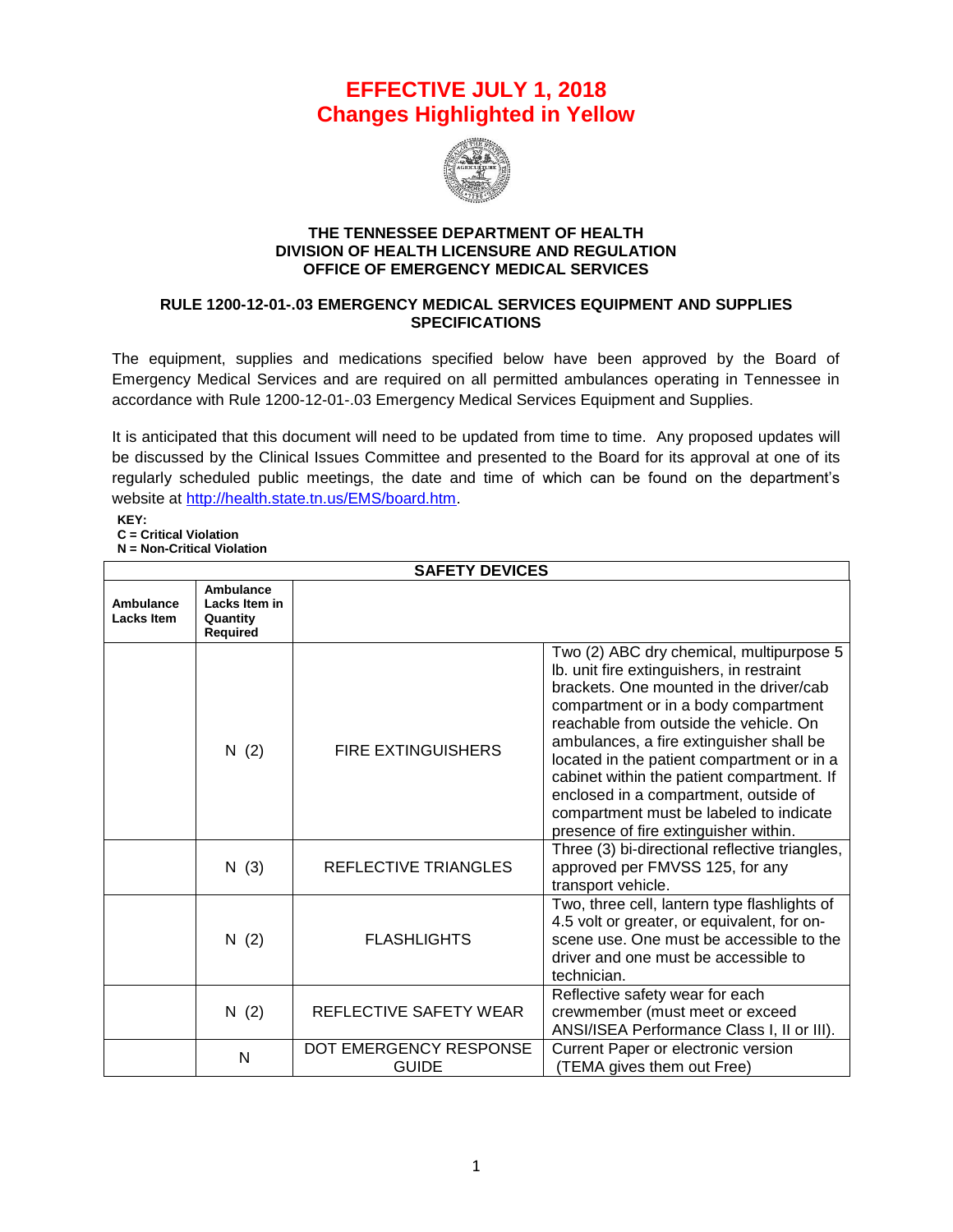# EFFECTIVE JULY 1, 2018
# Changes Highlighted in Yellow

**THE TENNESSEE DEPARTMENT OF HEALTH**
**DIVISION OF HEALTH LICENSURE AND REGULATION**
**OFFICE OF EMERGENCY MEDICAL SERVICES**

## RULE 1200-12-01-.03 EMERGENCY MEDICAL SERVICES EQUIPMENT AND SUPPLIES SPECIFICATIONS

The equipment, supplies and medications specified below have been approved by the Board of Emergency Medical Services and are required on all permitted ambulances operating in Tennessee in accordance with Rule 1200-12-01-.03 Emergency Medical Services Equipment and Supplies.

It is anticipated that this document will need to be updated from time to time. Any proposed updates will be discussed by the Clinical Issues Committee and presented to the Board for its approval at one of its regularly scheduled public meetings, the date and time of which can be found on the department's website at http://health.state.tn.us/EMS/board.htm.

**KEY:**
**C = Critical Violation**
**N = Non-Critical Violation**

| SAFETY DEVICES | | | |
|---|---|---|---|
| **Ambulance Lacks Item** | **Ambulance Lacks Item in Quantity Required** | | |
| | N (2) | FIRE EXTINGUISHERS | Two (2) ABC dry chemical, multipurpose 5 lb. unit fire extinguishers, in restraint brackets. One mounted in the driver/cab compartment or in a body compartment reachable from outside the vehicle. On ambulances, a fire extinguisher shall be located in the patient compartment or in a cabinet within the patient compartment. If enclosed in a compartment, outside of compartment must be labeled to indicate presence of fire extinguisher within. |
| | N (3) | REFLECTIVE TRIANGLES | Three (3) bi-directional reflective triangles, approved per FMVSS 125, for any transport vehicle. |
| | N (2) | FLASHLIGHTS | Two, three cell, lantern type flashlights of 4.5 volt or greater, or equivalent, for on-scene use. One must be accessible to the driver and one must be accessible to technician. |
| | N (2) | REFLECTIVE SAFETY WEAR | Reflective safety wear for each crewmember (must meet or exceed ANSI/ISEA Performance Class I, II or III). |
| | N | DOT EMERGENCY RESPONSE GUIDE | Current Paper or electronic version (TEMA gives them out Free) |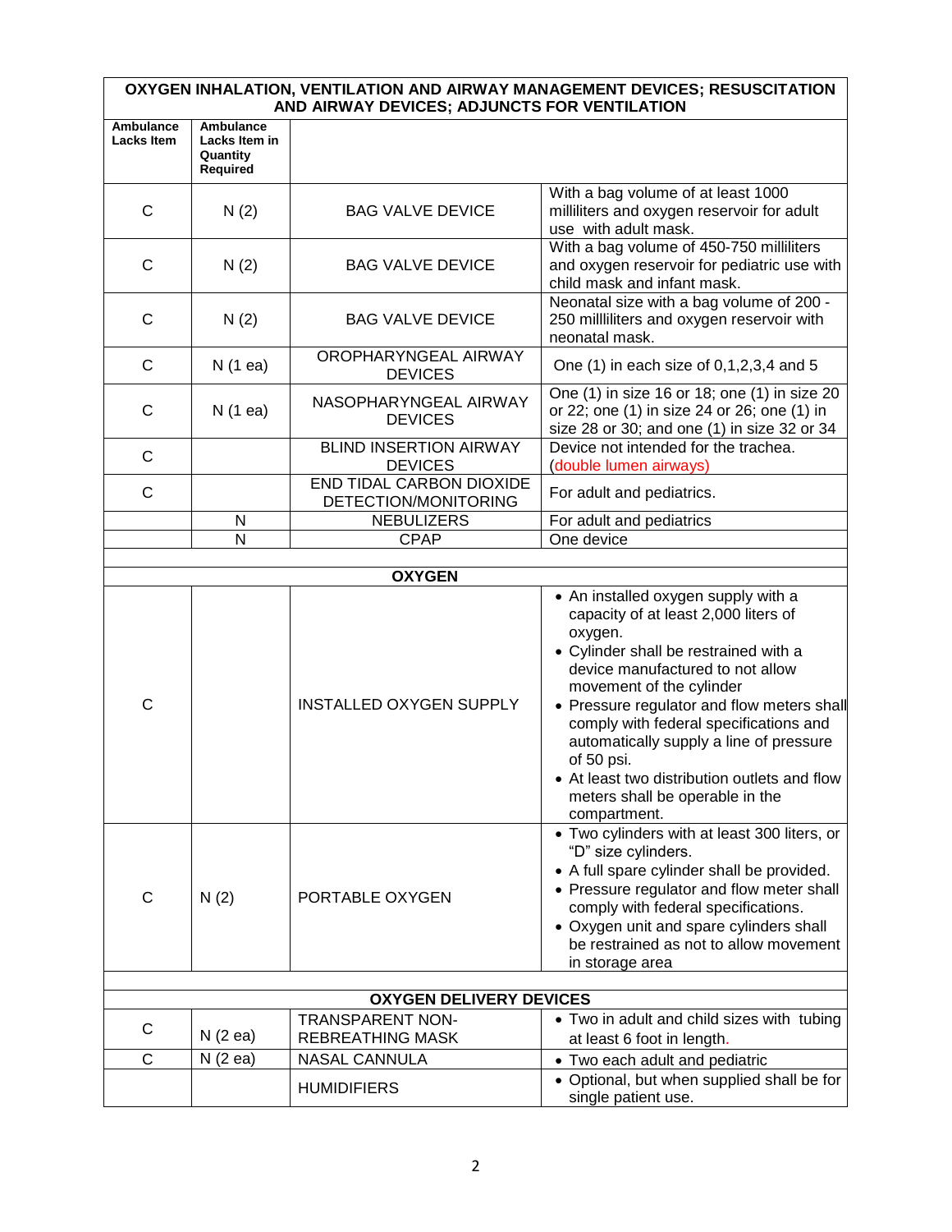| OXYGEN INHALATION, VENTILATION AND AIRWAY MANAGEMENT DEVICES; RESUSCITATION AND AIRWAY DEVICES; ADJUNCTS FOR VENTILATION | | | |
|---|---|---|---|
| **Ambulance Lacks Item** | **Ambulance Lacks Item in Quantity Required** | | |
| C | N (2) | BAG VALVE DEVICE | With a bag volume of at least 1000 milliliters and oxygen reservoir for adult use with adult mask. |
| C | N (2) | BAG VALVE DEVICE | With a bag volume of 450-750 milliliters and oxygen reservoir for pediatric use with child mask and infant mask. |
| C | N (2) | BAG VALVE DEVICE | Neonatal size with a bag volume of 200 - 250 millliliters and oxygen reservoir with neonatal mask. |
| C | N (1 ea) | OROPHARYNGEAL AIRWAY DEVICES | One (1) in each size of 0,1,2,3,4 and 5 |
| C | N (1 ea) | NASOPHARYNGEAL AIRWAY DEVICES | One (1) in size 16 or 18; one (1) in size 20 or 22; one (1) in size 24 or 26; one (1) in size 28 or 30; and one (1) in size 32 or 34 |
| C | | BLIND INSERTION AIRWAY DEVICES | Device not intended for the trachea. (double lumen airways) |
| C | | END TIDAL CARBON DIOXIDE DETECTION/MONITORING | For adult and pediatrics. |
| | N | NEBULIZERS | For adult and pediatrics |
| | N | CPAP | One device |
| | | | |
| **OXYGEN** | | | |
| C | | INSTALLED OXYGEN SUPPLY | • An installed oxygen supply with a capacity of at least 2,000 liters of oxygen. • Cylinder shall be restrained with a device manufactured to not allow movement of the cylinder • Pressure regulator and flow meters shall comply with federal specifications and automatically supply a line of pressure of 50 psi. • At least two distribution outlets and flow meters shall be operable in the compartment. |
| C | N (2) | PORTABLE OXYGEN | • Two cylinders with at least 300 liters, or "D" size cylinders. • A full spare cylinder shall be provided. • Pressure regulator and flow meter shall comply with federal specifications. • Oxygen unit and spare cylinders shall be restrained as not to allow movement in storage area |
| | | | |
| **OXYGEN DELIVERY DEVICES** | | | |
| C | N (2 ea) | TRANSPARENT NON-REBREATHING MASK | • Two in adult and child sizes with tubing at least 6 foot in length. |
| C | N (2 ea) | NASAL CANNULA | • Two each adult and pediatric |
| | | HUMIDIFIERS | • Optional, but when supplied shall be for single patient use. |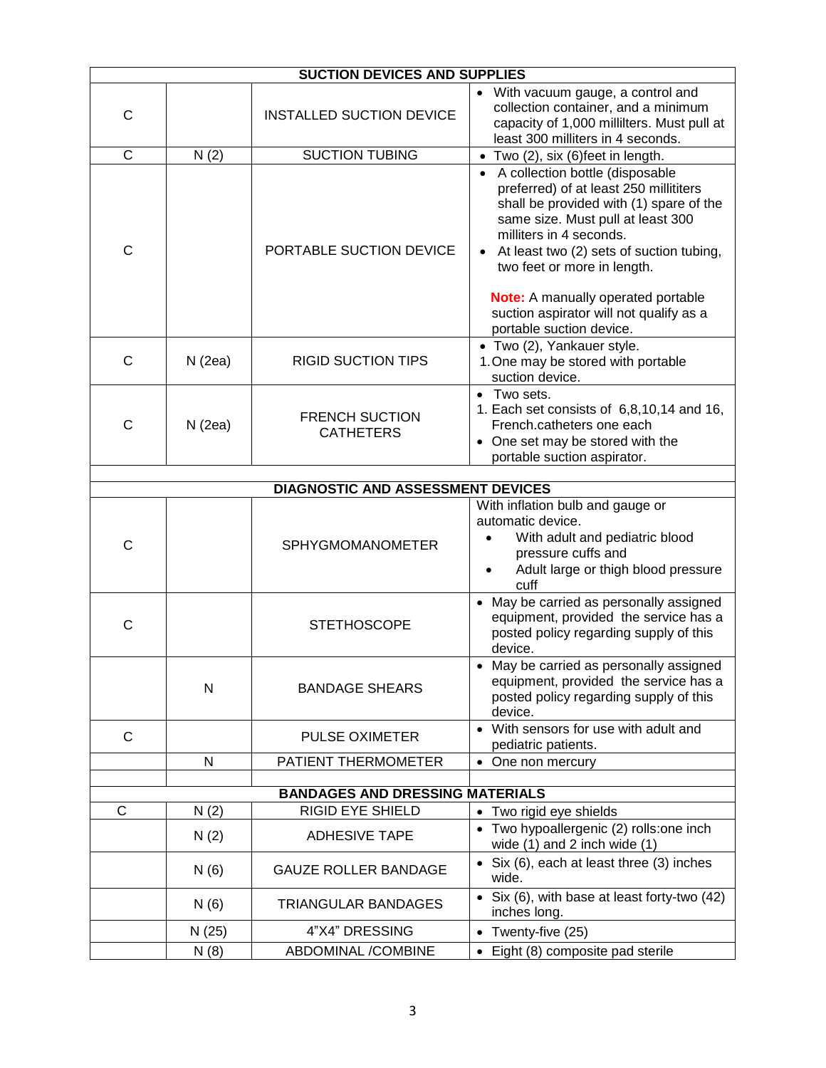| | | | |
|---|---|---|---|
| **SUCTION DEVICES AND SUPPLIES** | | | |
| C | | INSTALLED SUCTION DEVICE | • With vacuum gauge, a control and collection container, and a minimum capacity of 1,000 millilters. Must pull at least 300 milliters in 4 seconds. |
| C | N (2) | SUCTION TUBING | • Two (2), six (6)feet in length. |
| C | | PORTABLE SUCTION DEVICE | • A collection bottle (disposable preferred) of at least 250 millititers shall be provided with (1) spare of the same size. Must pull at least 300 milliters in 4 seconds.<br>• At least two (2) sets of suction tubing, two feet or more in length.<br><br>**Note:** A manually operated portable suction aspirator will not qualify as a portable suction device. |
| C | N (2ea) | RIGID SUCTION TIPS | • Two (2), Yankauer style.<br>1. One may be stored with portable suction device. |
| C | N (2ea) | FRENCH SUCTION CATHETERS | • Two sets.<br>1. Each set consists of 6,8,10,14 and 16, French.catheters one each<br>• One set may be stored with the portable suction aspirator. |
| | | | |
| **DIAGNOSTIC AND ASSESSMENT DEVICES** | | | |
| C | | SPHYGMOMANOMETER | With inflation bulb and gauge or automatic device.<br>• With adult and pediatric blood pressure cuffs and<br>• Adult large or thigh blood pressure cuff |
| C | | STETHOSCOPE | • May be carried as personally assigned equipment, provided the service has a posted policy regarding supply of this device. |
| | N | BANDAGE SHEARS | • May be carried as personally assigned equipment, provided the service has a posted policy regarding supply of this device. |
| C | | PULSE OXIMETER | • With sensors for use with adult and pediatric patients. |
| | N | PATIENT THERMOMETER | • One non mercury |
| | | | |
| **BANDAGES AND DRESSING MATERIALS** | | | |
| C | N (2) | RIGID EYE SHIELD | • Two rigid eye shields |
| | N (2) | ADHESIVE TAPE | • Two hypoallergenic (2) rolls:one inch wide (1) and 2 inch wide (1) |
| | N (6) | GAUZE ROLLER BANDAGE | • Six (6), each at least three (3) inches wide. |
| | N (6) | TRIANGULAR BANDAGES | • Six (6), with base at least forty-two (42) inches long. |
| | N (25) | 4"X4" DRESSING | • Twenty-five (25) |
| | N (8) | ABDOMINAL /COMBINE | • Eight (8) composite pad sterile |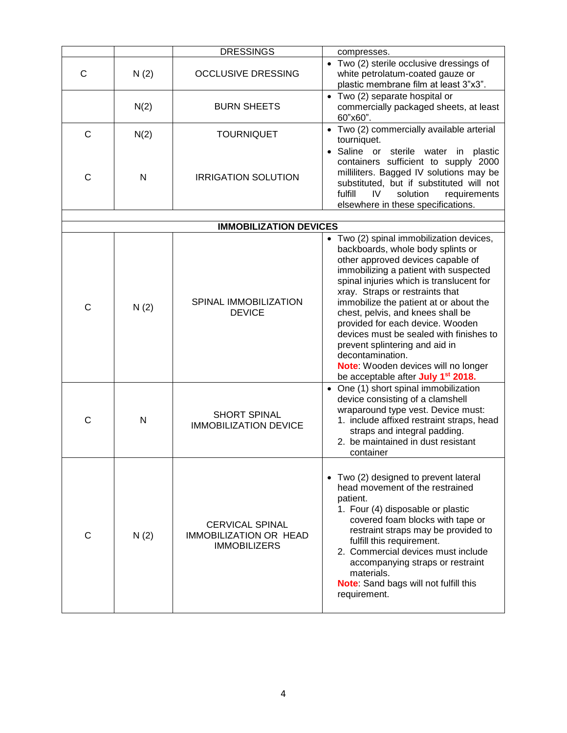| | | | |
|---|---|---|---|
| | | DRESSINGS | compresses. |
| C | N (2) | OCCLUSIVE DRESSING | • Two (2) sterile occlusive dressings of white petrolatum-coated gauze or plastic membrane film at least 3"x3". |
| | N(2) | BURN SHEETS | • Two (2) separate hospital or commercially packaged sheets, at least 60"x60". |
| C | N(2) | TOURNIQUET | • Two (2) commercially available arterial tourniquet. |
| C | N | IRRIGATION SOLUTION | • Saline or sterile water in plastic containers sufficient to supply 2000 milliliters. Bagged IV solutions may be substituted, but if substituted will not fulfill IV solution requirements elsewhere in these specifications. |
| | | | |
| **IMMOBILIZATION DEVICES** | | | |
| C | N (2) | SPINAL IMMOBILIZATION DEVICE | • Two (2) spinal immobilization devices, backboards, whole body splints or other approved devices capable of immobilizing a patient with suspected spinal injuries which is translucent for xray. Straps or restraints that immobilize the patient at or about the chest, pelvis, and knees shall be provided for each device. Wooden devices must be sealed with finishes to prevent splintering and aid in decontamination. **Note**: Wooden devices will no longer be acceptable after **July 1st 2018.** |
| C | N | SHORT SPINAL IMMOBILIZATION DEVICE | • One (1) short spinal immobilization device consisting of a clamshell wraparound type vest. Device must: 1. include affixed restraint straps, head straps and integral padding. 2. be maintained in dust resistant container |
| C | N (2) | CERVICAL SPINAL IMMOBILIZATION OR HEAD IMMOBILIZERS | • Two (2) designed to prevent lateral head movement of the restrained patient. 1. Four (4) disposable or plastic covered foam blocks with tape or restraint straps may be provided to fulfill this requirement. 2. Commercial devices must include accompanying straps or restraint materials. **Note**: Sand bags will not fulfill this requirement. |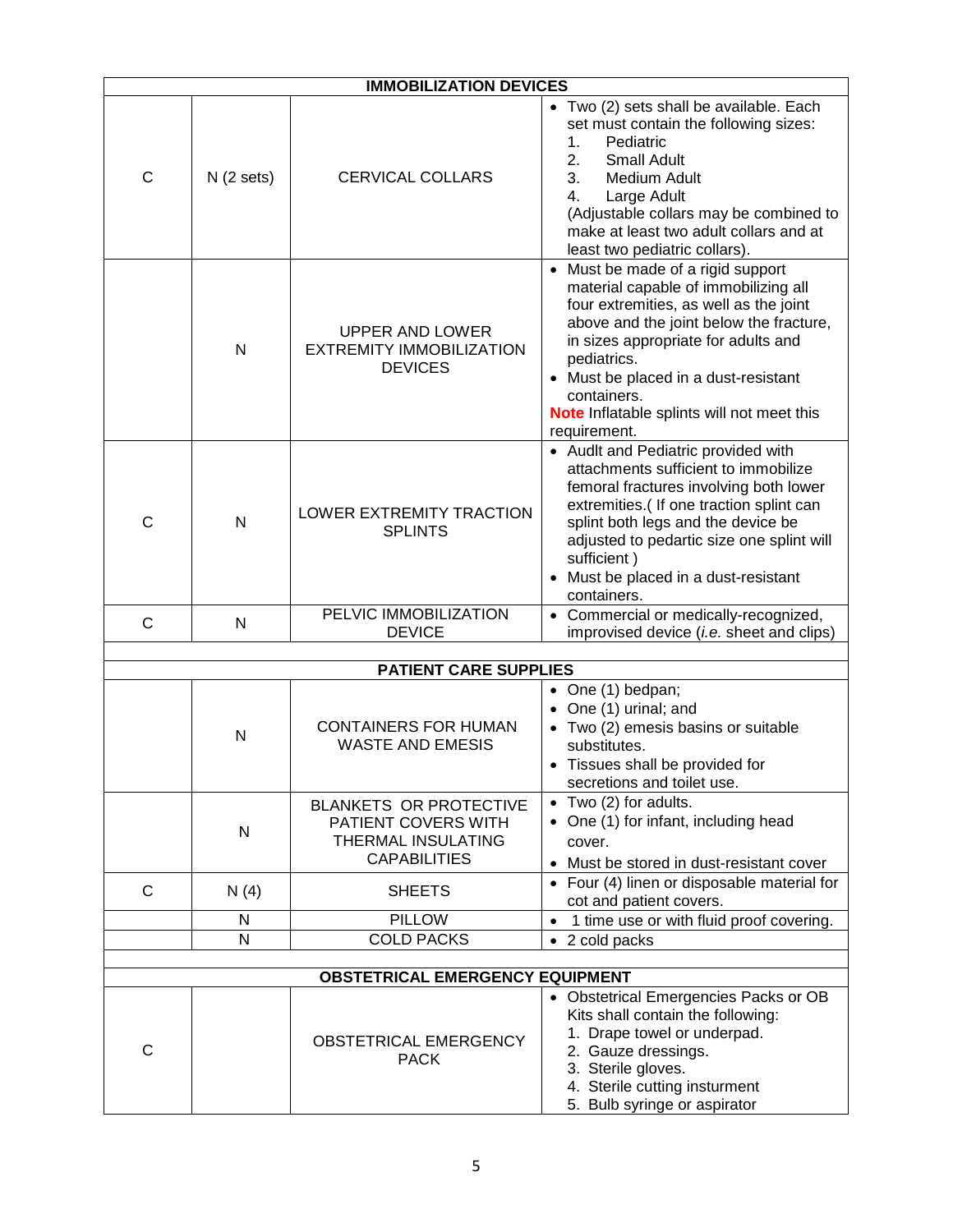| | | | |
|---|---|---|---|
| **IMMOBILIZATION DEVICES** | | | |
| C | N (2 sets) | CERVICAL COLLARS | • Two (2) sets shall be available. Each set must contain the following sizes:<br>1. Pediatric<br>2. Small Adult<br>3. Medium Adult<br>4. Large Adult<br>(Adjustable collars may be combined to make at least two adult collars and at least two pediatric collars). |
| | N | UPPER AND LOWER EXTREMITY IMMOBILIZATION DEVICES | • Must be made of a rigid support material capable of immobilizing all four extremities, as well as the joint above and the joint below the fracture, in sizes appropriate for adults and pediatrics.<br>• Must be placed in a dust-resistant containers.<br>**Note** Inflatable splints will not meet this requirement. |
| C | N | LOWER EXTREMITY TRACTION SPLINTS | • Audlt and Pediatric provided with attachments sufficient to immobilize femoral fractures involving both lower extremities.( If one traction splint can splint both legs and the device be adjusted to pedartic size one splint will sufficient )<br>• Must be placed in a dust-resistant containers. |
| C | N | PELVIC IMMOBILIZATION DEVICE | • Commercial or medically-recognized, improvised device (*i.e.* sheet and clips) |
| | | | |
| **PATIENT CARE SUPPLIES** | | | |
| | N | CONTAINERS FOR HUMAN WASTE AND EMESIS | • One (1) bedpan;<br>• One (1) urinal; and<br>• Two (2) emesis basins or suitable substitutes.<br>• Tissues shall be provided for secretions and toilet use. |
| | N | BLANKETS OR PROTECTIVE PATIENT COVERS WITH THERMAL INSULATING CAPABILITIES | • Two (2) for adults.<br>• One (1) for infant, including head cover.<br>• Must be stored in dust-resistant cover |
| C | N (4) | SHEETS | • Four (4) linen or disposable material for cot and patient covers. |
| | N | PILLOW | • 1 time use or with fluid proof covering. |
| | N | COLD PACKS | • 2 cold packs |
| | | | |
| **OBSTETRICAL EMERGENCY EQUIPMENT** | | | |
| C | | OBSTETRICAL EMERGENCY PACK | • Obstetrical Emergencies Packs or OB Kits shall contain the following:<br>1. Drape towel or underpad.<br>2. Gauze dressings.<br>3. Sterile gloves.<br>4. Sterile cutting insturment<br>5. Bulb syringe or aspirator |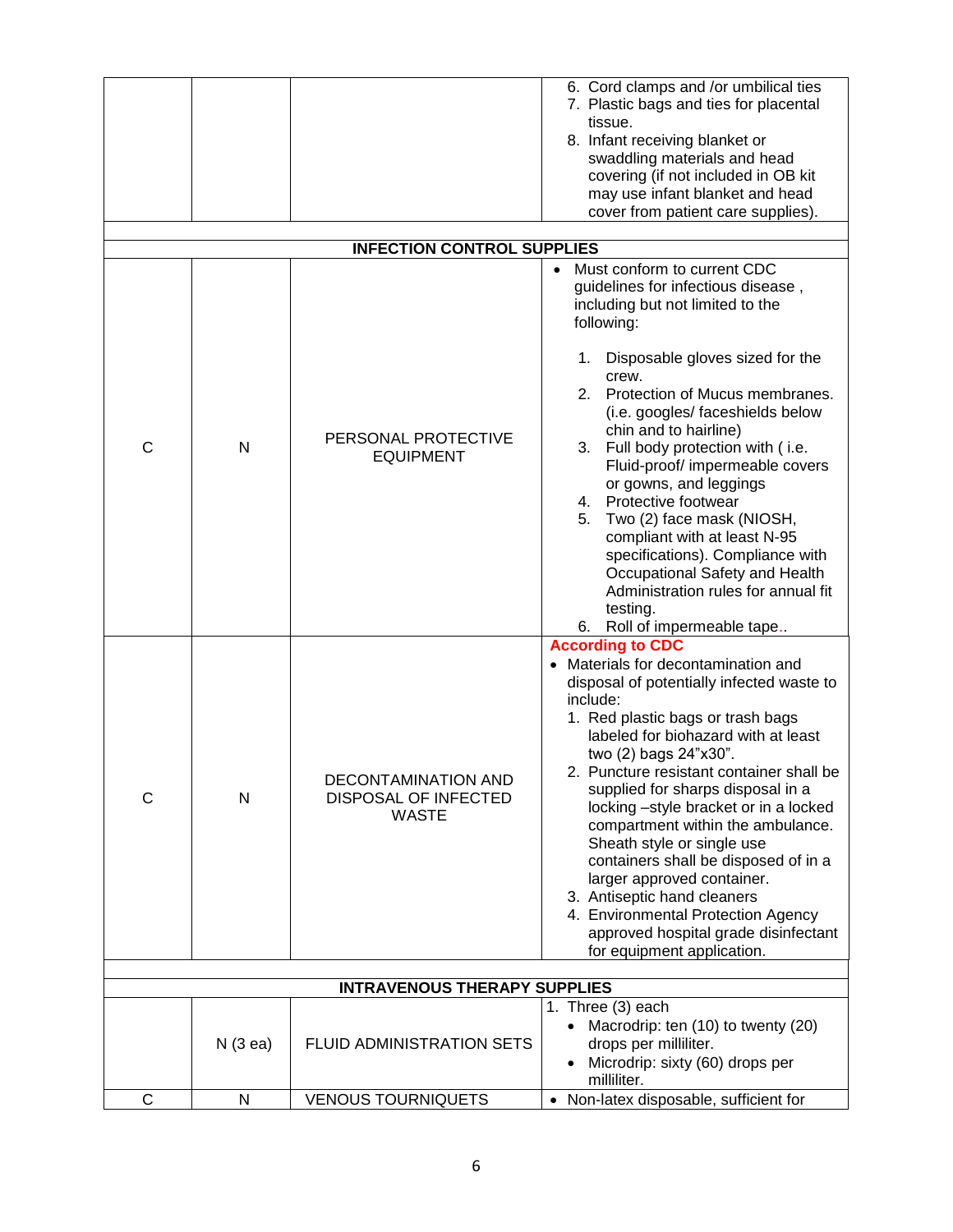| | | | |
|---|---|---|---|
| | | | 6. Cord clamps and /or umbilical ties<br>7. Plastic bags and ties for placental tissue.<br>8. Infant receiving blanket or swaddling materials and head covering (if not included in OB kit may use infant blanket and head cover from patient care supplies). |
| | | | |
| | | **INFECTION CONTROL SUPPLIES** | |
| C | N | PERSONAL PROTECTIVE EQUIPMENT | • Must conform to current CDC guidelines for infectious disease , including but not limited to the following:<br><br>1. Disposable gloves sized for the crew.<br>2. Protection of Mucus membranes. (i.e. googles/ faceshields below chin and to hairline)<br>3. Full body protection with ( i.e. Fluid-proof/ impermeable covers or gowns, and leggings<br>4. Protective footwear<br>5. Two (2) face mask (NIOSH, compliant with at least N-95 specifications). Compliance with Occupational Safety and Health Administration rules for annual fit testing.<br>6. Roll of impermeable tape.. |
| C | N | DECONTAMINATION AND DISPOSAL OF INFECTED WASTE | **According to CDC**<br>• Materials for decontamination and disposal of potentially infected waste to include:<br>1. Red plastic bags or trash bags labeled for biohazard with at least two (2) bags 24"x30".<br>2. Puncture resistant container shall be supplied for sharps disposal in a locking –style bracket or in a locked compartment within the ambulance. Sheath style or single use containers shall be disposed of in a larger approved container.<br>3. Antiseptic hand cleaners<br>4. Environmental Protection Agency approved hospital grade disinfectant for equipment application. |
| | | | |
| | | **INTRAVENOUS THERAPY SUPPLIES** | |
| | N (3 ea) | FLUID ADMINISTRATION SETS | 1. Three (3) each<br>• Macrodrip: ten (10) to twenty (20) drops per milliliter.<br>• Microdrip: sixty (60) drops per milliliter. |
| C | N | VENOUS TOURNIQUETS | • Non-latex disposable, sufficient for |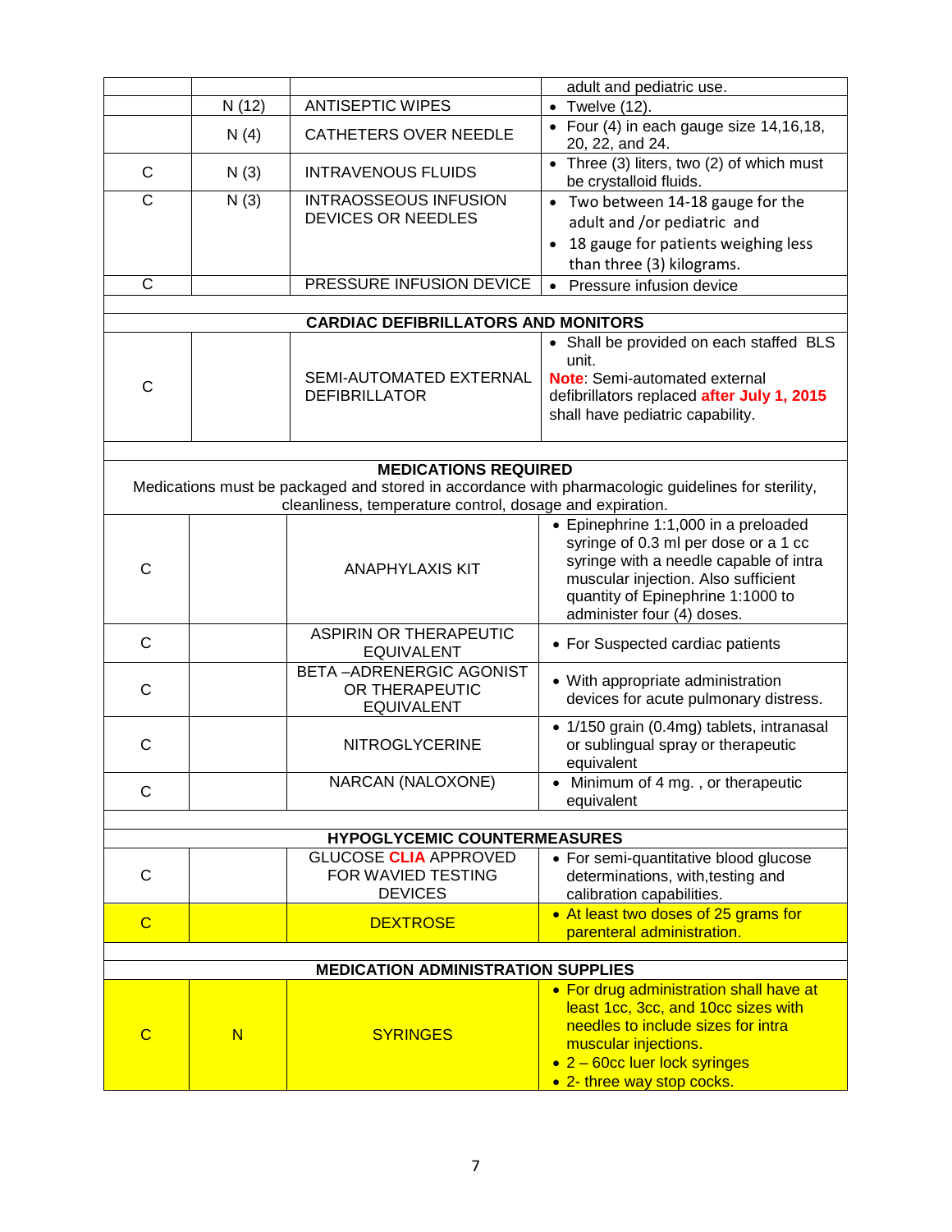| | | | |
|---|---|---|---|
| | | | adult and pediatric use. |
| | N (12) | ANTISEPTIC WIPES | • Twelve (12). |
| | N (4) | CATHETERS OVER NEEDLE | • Four (4) in each gauge size 14,16,18, 20, 22, and 24. |
| C | N (3) | INTRAVENOUS FLUIDS | • Three (3) liters, two (2) of which must be crystalloid fluids. |
| C | N (3) | INTRAOSSEOUS INFUSION DEVICES OR NEEDLES | • Two between 14-18 gauge for the adult and /or pediatric and<br>• 18 gauge for patients weighing less than three (3) kilograms. |
| C | | PRESSURE INFUSION DEVICE | • Pressure infusion device |
| | | | |
| **CARDIAC DEFIBRILLATORS AND MONITORS** | | | |
| C | | SEMI-AUTOMATED EXTERNAL DEFIBRILLATOR | • Shall be provided on each staffed BLS unit.<br>**Note**: Semi-automated external defibrillators replaced **after July 1, 2015** shall have pediatric capability. |
| | | | |
| **MEDICATIONS REQUIRED**<br>Medications must be packaged and stored in accordance with pharmacologic guidelines for sterility, cleanliness, temperature control, dosage and expiration. | | | |
| C | | ANAPHYLAXIS KIT | • Epinephrine 1:1,000 in a preloaded syringe of 0.3 ml per dose or a 1 cc syringe with a needle capable of intra muscular injection. Also sufficient quantity of Epinephrine 1:1000 to administer four (4) doses. |
| C | | ASPIRIN OR THERAPEUTIC EQUIVALENT | • For Suspected cardiac patients |
| C | | BETA –ADRENERGIC AGONIST OR THERAPEUTIC EQUIVALENT | • With appropriate administration devices for acute pulmonary distress. |
| C | | NITROGLYCERINE | • 1/150 grain (0.4mg) tablets, intranasal or sublingual spray or therapeutic equivalent |
| C | | NARCAN (NALOXONE) | • Minimum of 4 mg. , or therapeutic equivalent |
| | | | |
| **HYPOGLYCEMIC COUNTERMEASURES** | | | |
| C | | GLUCOSE **CLIA** APPROVED FOR WAVIED TESTING DEVICES | • For semi-quantitative blood glucose determinations, with,testing and calibration capabilities. |
| C | | DEXTROSE | • At least two doses of 25 grams for parenteral administration. |
| | | | |
| **MEDICATION ADMINISTRATION SUPPLIES** | | | |
| C | N | SYRINGES | • For drug administration shall have at least 1cc, 3cc, and 10cc sizes with needles to include sizes for intra muscular injections.<br>• 2 – 60cc luer lock syringes<br>• 2- three way stop cocks. |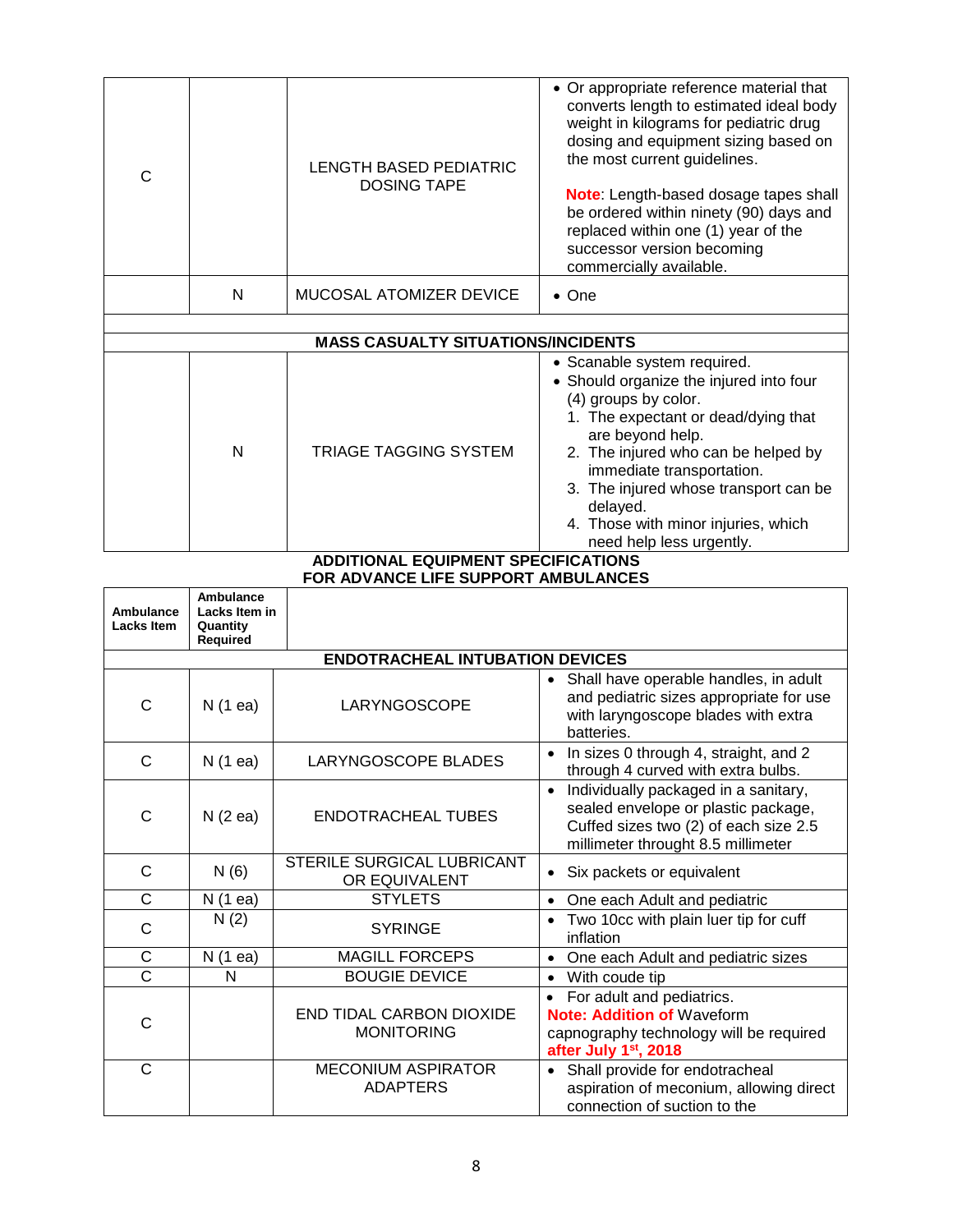| | | | |
|---|---|---|---|
| C | | LENGTH BASED PEDIATRIC DOSING TAPE | • Or appropriate reference material that converts length to estimated ideal body weight in kilograms for pediatric drug dosing and equipment sizing based on the most current guidelines.<br><br>**Note**: Length-based dosage tapes shall be ordered within ninety (90) days and replaced within one (1) year of the successor version becoming commercially available. |
| | N | MUCOSAL ATOMIZER DEVICE | • One |
| | | | |
| **MASS CASUALTY SITUATIONS/INCIDENTS** | | | |
| | N | TRIAGE TAGGING SYSTEM | • Scanable system required.<br>• Should organize the injured into four (4) groups by color.<br>1. The expectant or dead/dying that are beyond help.<br>2. The injured who can be helped by immediate transportation.<br>3. The injured whose transport can be delayed.<br>4. Those with minor injuries, which need help less urgently. |

## ADDITIONAL EQUIPMENT SPECIFICATIONS FOR ADVANCE LIFE SUPPORT AMBULANCES

| Ambulance Lacks Item | Ambulance Lacks Item in Quantity Required | | |
|---|---|---|---|
| **ENDOTRACHEAL INTUBATION DEVICES** | | | |
| C | N (1 ea) | LARYNGOSCOPE | • Shall have operable handles, in adult and pediatric sizes appropriate for use with laryngoscope blades with extra batteries. |
| C | N (1 ea) | LARYNGOSCOPE BLADES | • In sizes 0 through 4, straight, and 2 through 4 curved with extra bulbs. |
| C | N (2 ea) | ENDOTRACHEAL TUBES | • Individually packaged in a sanitary, sealed envelope or plastic package, Cuffed sizes two (2) of each size 2.5 millimeter throught 8.5 millimeter |
| C | N (6) | STERILE SURGICAL LUBRICANT OR EQUIVALENT | • Six packets or equivalent |
| C | N (1 ea) | STYLETS | • One each Adult and pediatric |
| C | N (2) | SYRINGE | • Two 10cc with plain luer tip for cuff inflation |
| C | N (1 ea) | MAGILL FORCEPS | • One each Adult and pediatric sizes |
| C | N | BOUGIE DEVICE | • With coude tip |
| C | | END TIDAL CARBON DIOXIDE MONITORING | • For adult and pediatrics.<br>**Note: Addition of** Waveform capnography technology will be required **after July 1st, 2018** |
| C | | MECONIUM ASPIRATOR ADAPTERS | • Shall provide for endotracheal aspiration of meconium, allowing direct connection of suction to the |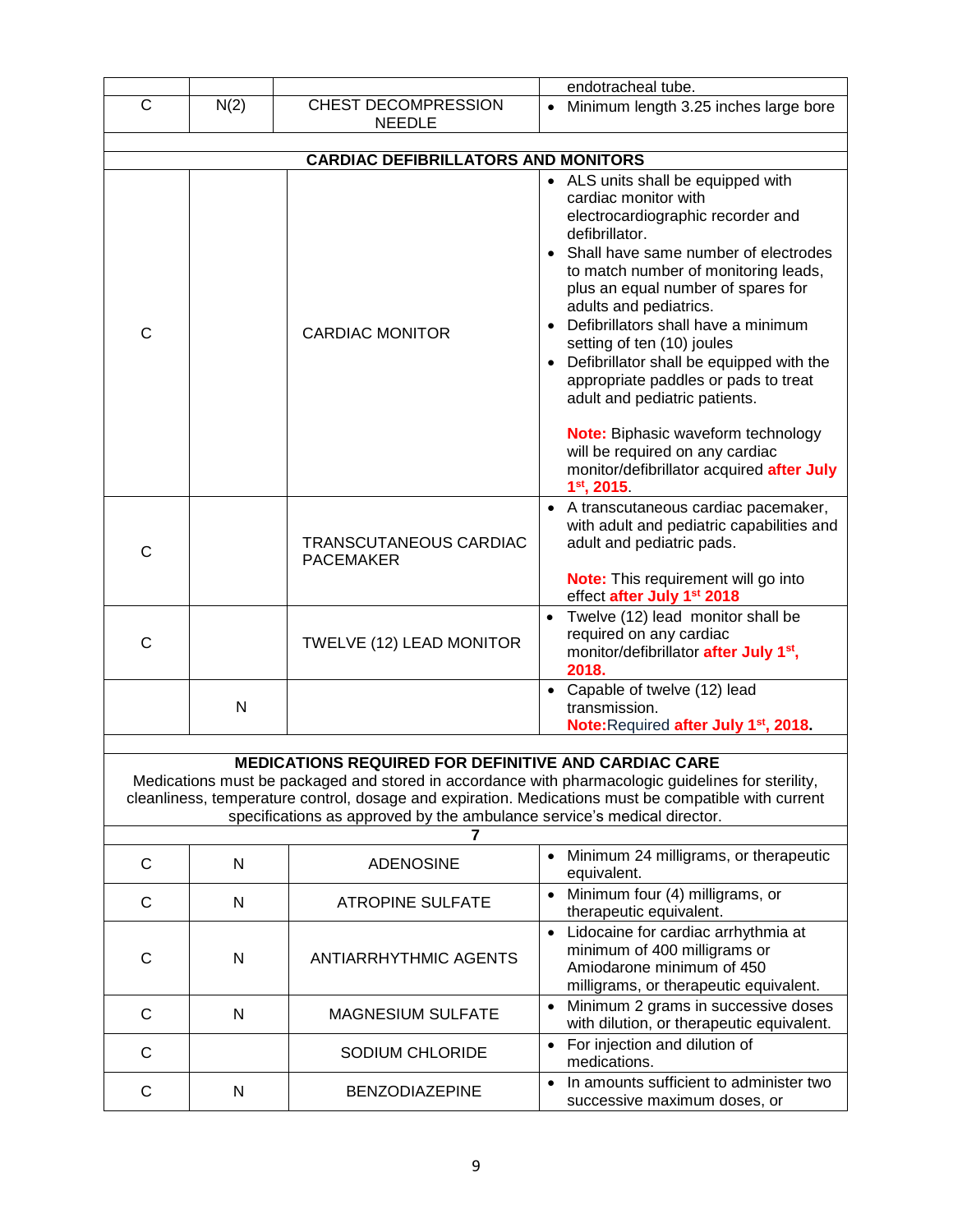| | | | |
|---|---|---|---|
| | | | endotracheal tube. |
| C | N(2) | CHEST DECOMPRESSION NEEDLE | • Minimum length 3.25 inches large bore |
| | | | |
| | | **CARDIAC DEFIBRILLATORS AND MONITORS** | |
| C | | CARDIAC MONITOR | • ALS units shall be equipped with cardiac monitor with electrocardiographic recorder and defibrillator.<br>• Shall have same number of electrodes to match number of monitoring leads, plus an equal number of spares for adults and pediatrics.<br>• Defibrillators shall have a minimum setting of ten (10) joules<br>• Defibrillator shall be equipped with the appropriate paddles or pads to treat adult and pediatric patients.<br><br>**Note:** Biphasic waveform technology will be required on any cardiac monitor/defibrillator acquired **after July 1st, 2015**. |
| C | | TRANSCUTANEOUS CARDIAC PACEMAKER | • A transcutaneous cardiac pacemaker, with adult and pediatric capabilities and adult and pediatric pads.<br><br>**Note:** This requirement will go into effect **after July 1st 2018** |
| C | | TWELVE (12) LEAD MONITOR | • Twelve (12) lead monitor shall be required on any cardiac monitor/defibrillator **after July 1st, 2018.** |
| | N | | • Capable of twelve (12) lead transmission.<br>**Note:**Required **after July 1st, 2018.** |
| | | | |
| | | **MEDICATIONS REQUIRED FOR DEFINITIVE AND CARDIAC CARE**<br>Medications must be packaged and stored in accordance with pharmacologic guidelines for sterility, cleanliness, temperature control, dosage and expiration. Medications must be compatible with current specifications as approved by the ambulance service's medical director. | |
| | | **7** | |
| C | N | ADENOSINE | • Minimum 24 milligrams, or therapeutic equivalent. |
| C | N | ATROPINE SULFATE | • Minimum four (4) milligrams, or therapeutic equivalent. |
| C | N | ANTIARRHYTHMIC AGENTS | • Lidocaine for cardiac arrhythmia at minimum of 400 milligrams or Amiodarone minimum of 450 milligrams, or therapeutic equivalent. |
| C | N | MAGNESIUM SULFATE | • Minimum 2 grams in successive doses with dilution, or therapeutic equivalent. |
| C | | SODIUM CHLORIDE | • For injection and dilution of medications. |
| C | N | BENZODIAZEPINE | • In amounts sufficient to administer two successive maximum doses, or |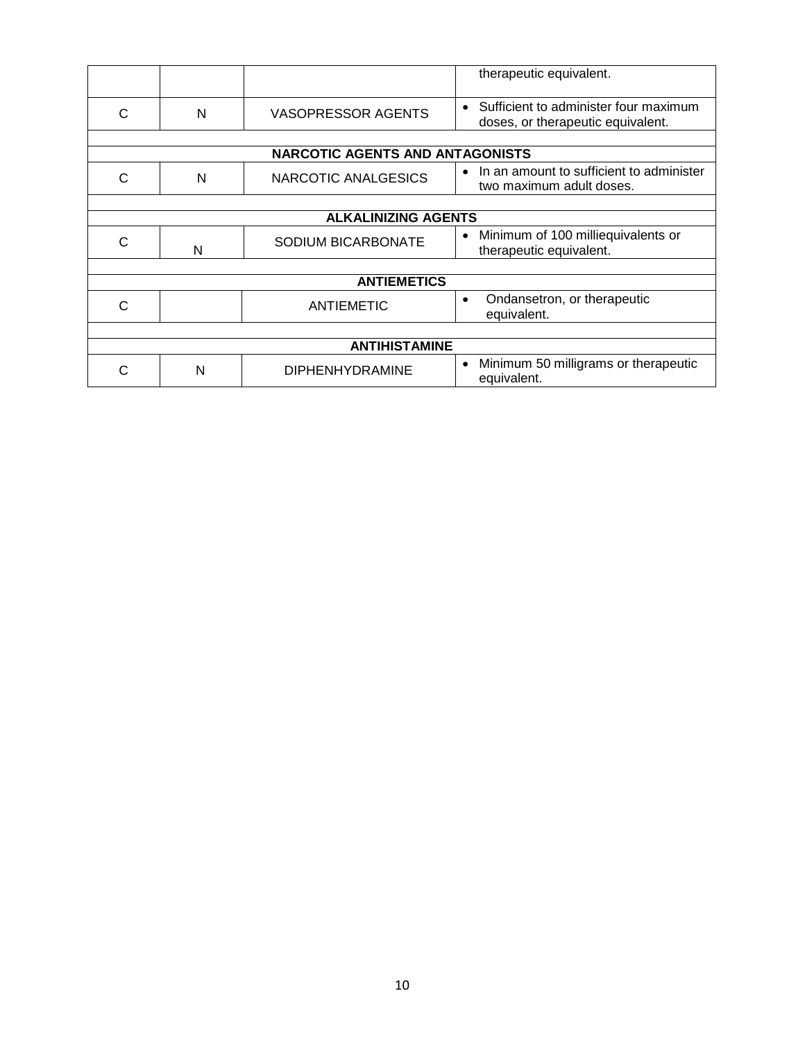| | | | |
|---|---|---|---|
| | | | therapeutic equivalent. |
| C | N | VASOPRESSOR AGENTS | • Sufficient to administer four maximum doses, or therapeutic equivalent. |
| | | | |
| **NARCOTIC AGENTS AND ANTAGONISTS** | | | |
| C | N | NARCOTIC ANALGESICS | • In an amount to sufficient to administer two maximum adult doses. |
| | | | |
| **ALKALINIZING AGENTS** | | | |
| C | N | SODIUM BICARBONATE | • Minimum of 100 milliequivalents or therapeutic equivalent. |
| | | | |
| **ANTIEMETICS** | | | |
| C | | ANTIEMETIC | • Ondansetron, or therapeutic equivalent. |
| | | | |
| **ANTIHISTAMINE** | | | |
| C | N | DIPHENHYDRAMINE | • Minimum 50 milligrams or therapeutic equivalent. |